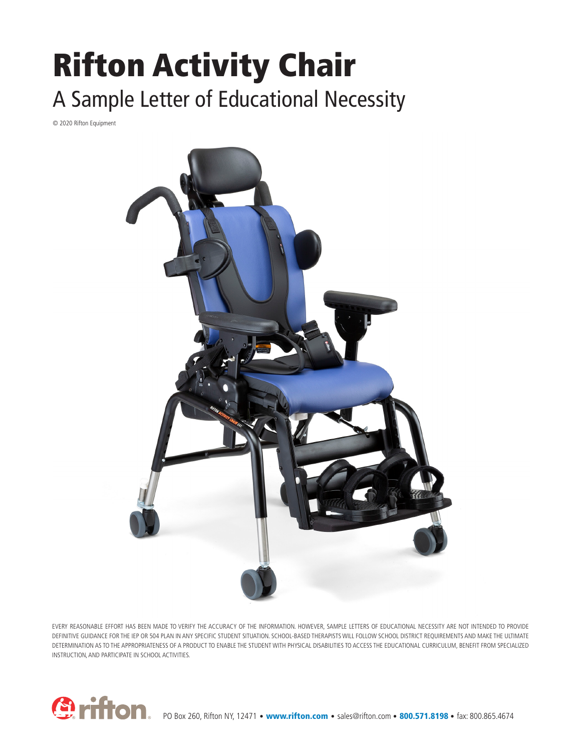# Rifton Activity Chair

## A Sample Letter of Educational Necessity

© 2020 Rifton Equipment

EVERY REASONABLE EFFORT HAS BEEN MADE TO VERIFY THE ACCURACY OF THE INFORMATION. HOWEVER, SAMPLE LETTERS OF EDUCATIONAL NECESSITY ARE NOT INTENDED TO PROVIDE DEFINITIVE GUIDANCE FOR THE IEP OR 504 PLAN IN ANY SPECIFIC STUDENT SITUATION. SCHOOL-BASED THERAPISTS WILL FOLLOW SCHOOL DISTRICT REQUIREMENTS AND MAKE THE ULTIMATE DETERMINATION AS TO THE APPROPRIATENESS OF A PRODUCT TO ENABLE THE STUDENT WITH PHYSICAL DISABILITIES TO ACCESS THE EDUCATIONAL CURRICULUM, BENEFIT FROM SPECIALIZED INSTRUCTION, AND PARTICIPATE IN SCHOOL ACTIVITIES.

PO Box 260, Rifton NY, 12471 • **www.rifton.com** • sales@rifton.com • **800.571.8198** • fax: 800.865.4674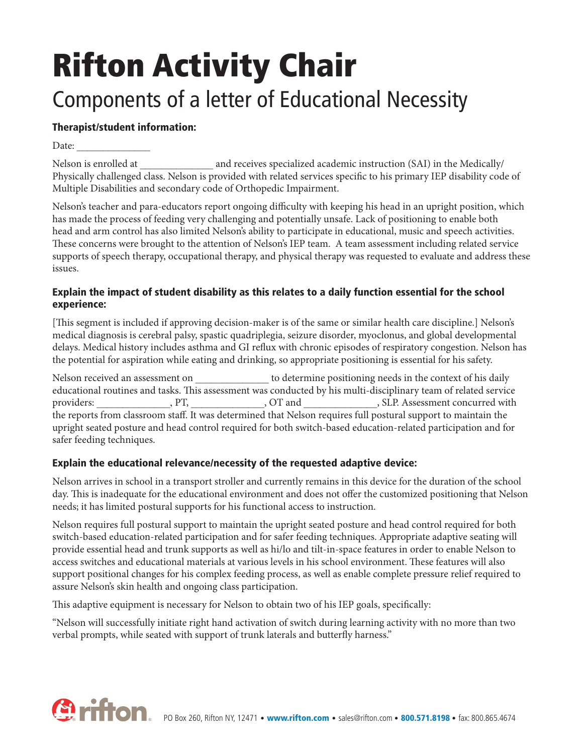# Rifton Activity Chair

## Components of a letter of Educational Necessity

### Therapist/student information:

Date: ______________

Nelson is enrolled at ______________ and receives specialized academic instruction (SAI) in the Medically/Physically challenged class. Nelson is provided with related services specific to his primary IEP disability code of Multiple Disabilities and secondary code of Orthopedic Impairment.

Nelson's teacher and para-educators report ongoing difficulty with keeping his head in an upright position, which has made the process of feeding very challenging and potentially unsafe. Lack of positioning to enable both head and arm control has also limited Nelson's ability to participate in educational, music and speech activities. These concerns were brought to the attention of Nelson's IEP team. A team assessment including related service supports of speech therapy, occupational therapy, and physical therapy was requested to evaluate and address these issues.

### Explain the impact of student disability as this relates to a daily function essential for the school experience:

[This segment is included if approving decision-maker is of the same or similar health care discipline.] Nelson's medical diagnosis is cerebral palsy, spastic quadriplegia, seizure disorder, myoclonus, and global developmental delays. Medical history includes asthma and GI reflux with chronic episodes of respiratory congestion. Nelson has the potential for aspiration while eating and drinking, so appropriate positioning is essential for his safety.

Nelson received an assessment on ______________ to determine positioning needs in the context of his daily educational routines and tasks. This assessment was conducted by his multi-disciplinary team of related service providers: ______________, PT, ______________, OT and ______________, SLP. Assessment concurred with the reports from classroom staff. It was determined that Nelson requires full postural support to maintain the upright seated posture and head control required for both switch-based education-related participation and for safer feeding techniques.

### Explain the educational relevance/necessity of the requested adaptive device:

Nelson arrives in school in a transport stroller and currently remains in this device for the duration of the school day. This is inadequate for the educational environment and does not offer the customized positioning that Nelson needs; it has limited postural supports for his functional access to instruction.

Nelson requires full postural support to maintain the upright seated posture and head control required for both switch-based education-related participation and for safer feeding techniques. Appropriate adaptive seating will provide essential head and trunk supports as well as hi/lo and tilt-in-space features in order to enable Nelson to access switches and educational materials at various levels in his school environment. These features will also support positional changes for his complex feeding process, as well as enable complete pressure relief required to assure Nelson's skin health and ongoing class participation.

This adaptive equipment is necessary for Nelson to obtain two of his IEP goals, specifically:

"Nelson will successfully initiate right hand activation of switch during learning activity with no more than two verbal prompts, while seated with support of trunk laterals and butterfly harness."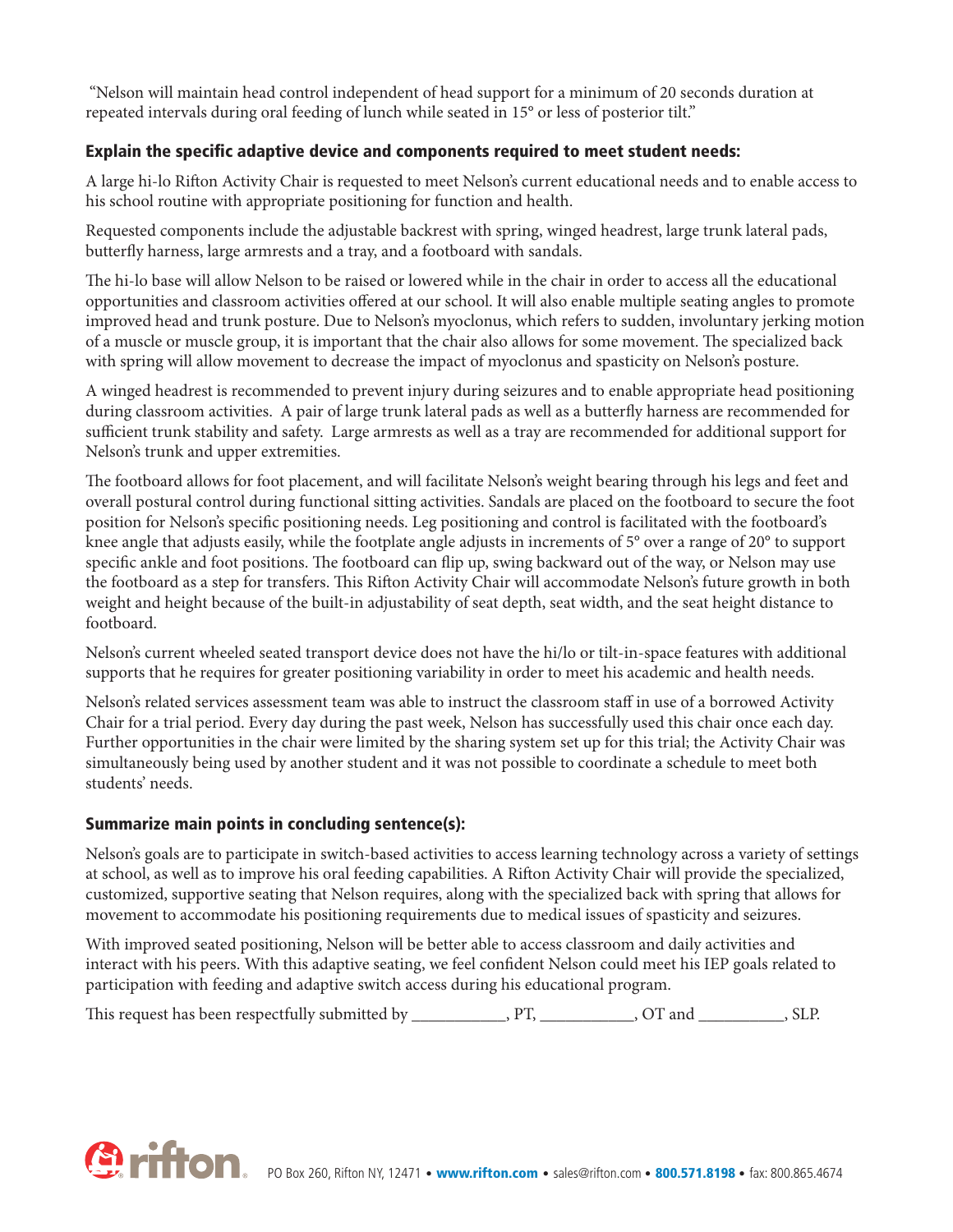"Nelson will maintain head control independent of head support for a minimum of 20 seconds duration at repeated intervals during oral feeding of lunch while seated in 15° or less of posterior tilt."

## Explain the specific adaptive device and components required to meet student needs:

A large hi-lo Rifton Activity Chair is requested to meet Nelson's current educational needs and to enable access to his school routine with appropriate positioning for function and health.

Requested components include the adjustable backrest with spring, winged headrest, large trunk lateral pads, butterfly harness, large armrests and a tray, and a footboard with sandals.

The hi-lo base will allow Nelson to be raised or lowered while in the chair in order to access all the educational opportunities and classroom activities offered at our school. It will also enable multiple seating angles to promote improved head and trunk posture. Due to Nelson's myoclonus, which refers to sudden, involuntary jerking motion of a muscle or muscle group, it is important that the chair also allows for some movement. The specialized back with spring will allow movement to decrease the impact of myoclonus and spasticity on Nelson's posture.

A winged headrest is recommended to prevent injury during seizures and to enable appropriate head positioning during classroom activities. A pair of large trunk lateral pads as well as a butterfly harness are recommended for sufficient trunk stability and safety. Large armrests as well as a tray are recommended for additional support for Nelson's trunk and upper extremities.

The footboard allows for foot placement, and will facilitate Nelson's weight bearing through his legs and feet and overall postural control during functional sitting activities. Sandals are placed on the footboard to secure the foot position for Nelson's specific positioning needs. Leg positioning and control is facilitated with the footboard's knee angle that adjusts easily, while the footplate angle adjusts in increments of 5° over a range of 20° to support specific ankle and foot positions. The footboard can flip up, swing backward out of the way, or Nelson may use the footboard as a step for transfers. This Rifton Activity Chair will accommodate Nelson's future growth in both weight and height because of the built-in adjustability of seat depth, seat width, and the seat height distance to footboard.

Nelson's current wheeled seated transport device does not have the hi/lo or tilt-in-space features with additional supports that he requires for greater positioning variability in order to meet his academic and health needs.

Nelson's related services assessment team was able to instruct the classroom staff in use of a borrowed Activity Chair for a trial period. Every day during the past week, Nelson has successfully used this chair once each day. Further opportunities in the chair were limited by the sharing system set up for this trial; the Activity Chair was simultaneously being used by another student and it was not possible to coordinate a schedule to meet both students' needs.

## Summarize main points in concluding sentence(s):

Nelson's goals are to participate in switch-based activities to access learning technology across a variety of settings at school, as well as to improve his oral feeding capabilities. A Rifton Activity Chair will provide the specialized, customized, supportive seating that Nelson requires, along with the specialized back with spring that allows for movement to accommodate his positioning requirements due to medical issues of spasticity and seizures.

With improved seated positioning, Nelson will be better able to access classroom and daily activities and interact with his peers. With this adaptive seating, we feel confident Nelson could meet his IEP goals related to participation with feeding and adaptive switch access during his educational program.

This request has been respectfully submitted by ___________, PT, ___________, OT and __________, SLP.

rifton PO Box 260, Rifton NY, 12471 • **www.rifton.com** • sales@rifton.com • **800.571.8198** • fax: 800.865.4674